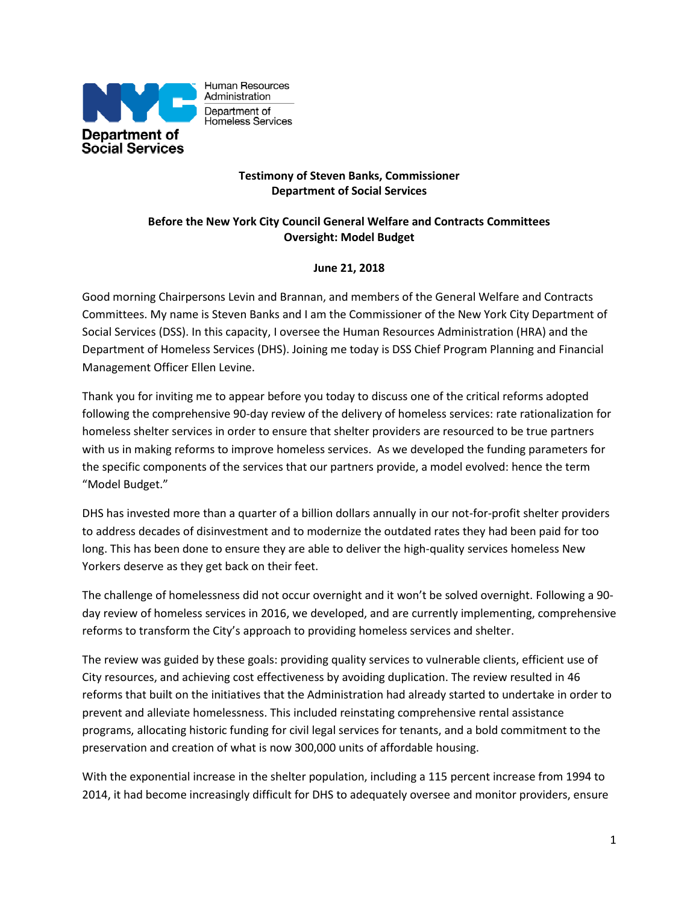NYC Department of Social Services
Human Resources Administration
Department of Homeless Services

**Testimony of Steven Banks, Commissioner**
**Department of Social Services**

**Before the New York City Council General Welfare and Contracts Committees**
**Oversight: Model Budget**

**June 21, 2018**

Good morning Chairpersons Levin and Brannan, and members of the General Welfare and Contracts Committees. My name is Steven Banks and I am the Commissioner of the New York City Department of Social Services (DSS). In this capacity, I oversee the Human Resources Administration (HRA) and the Department of Homeless Services (DHS). Joining me today is DSS Chief Program Planning and Financial Management Officer Ellen Levine.

Thank you for inviting me to appear before you today to discuss one of the critical reforms adopted following the comprehensive 90-day review of the delivery of homeless services: rate rationalization for homeless shelter services in order to ensure that shelter providers are resourced to be true partners with us in making reforms to improve homeless services. As we developed the funding parameters for the specific components of the services that our partners provide, a model evolved: hence the term "Model Budget."

DHS has invested more than a quarter of a billion dollars annually in our not-for-profit shelter providers to address decades of disinvestment and to modernize the outdated rates they had been paid for too long. This has been done to ensure they are able to deliver the high-quality services homeless New Yorkers deserve as they get back on their feet.

The challenge of homelessness did not occur overnight and it won't be solved overnight. Following a 90-day review of homeless services in 2016, we developed, and are currently implementing, comprehensive reforms to transform the City's approach to providing homeless services and shelter.

The review was guided by these goals: providing quality services to vulnerable clients, efficient use of City resources, and achieving cost effectiveness by avoiding duplication. The review resulted in 46 reforms that built on the initiatives that the Administration had already started to undertake in order to prevent and alleviate homelessness. This included reinstating comprehensive rental assistance programs, allocating historic funding for civil legal services for tenants, and a bold commitment to the preservation and creation of what is now 300,000 units of affordable housing.

With the exponential increase in the shelter population, including a 115 percent increase from 1994 to 2014, it had become increasingly difficult for DHS to adequately oversee and monitor providers, ensure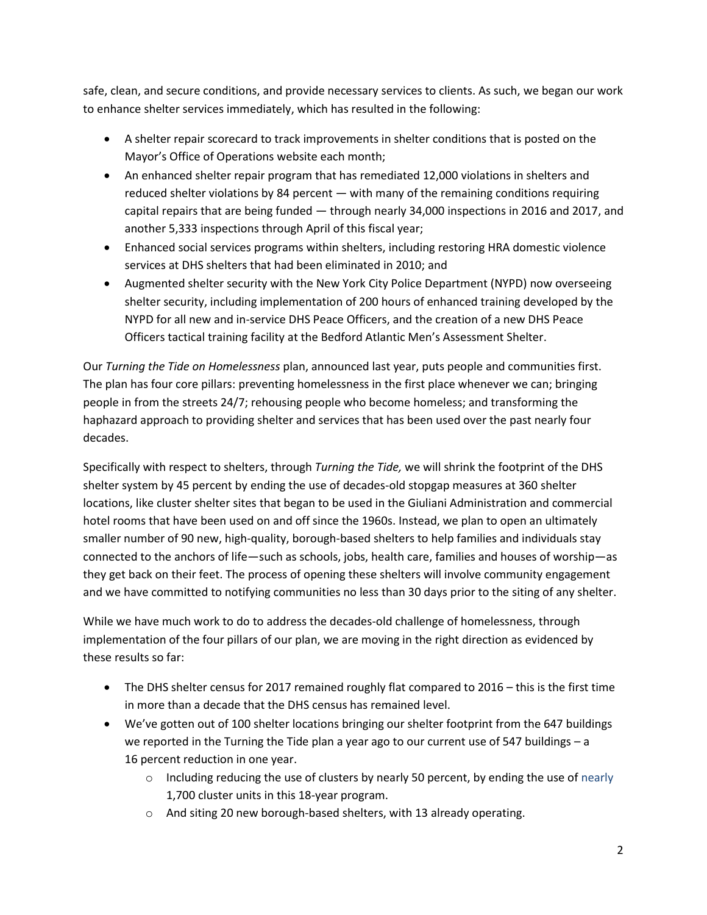safe, clean, and secure conditions, and provide necessary services to clients. As such, we began our work to enhance shelter services immediately, which has resulted in the following:

- A shelter repair scorecard to track improvements in shelter conditions that is posted on the Mayor's Office of Operations website each month;
- An enhanced shelter repair program that has remediated 12,000 violations in shelters and reduced shelter violations by 84 percent — with many of the remaining conditions requiring capital repairs that are being funded — through nearly 34,000 inspections in 2016 and 2017, and another 5,333 inspections through April of this fiscal year;
- Enhanced social services programs within shelters, including restoring HRA domestic violence services at DHS shelters that had been eliminated in 2010; and
- Augmented shelter security with the New York City Police Department (NYPD) now overseeing shelter security, including implementation of 200 hours of enhanced training developed by the NYPD for all new and in-service DHS Peace Officers, and the creation of a new DHS Peace Officers tactical training facility at the Bedford Atlantic Men's Assessment Shelter.

Our *Turning the Tide on Homelessness* plan, announced last year, puts people and communities first. The plan has four core pillars: preventing homelessness in the first place whenever we can; bringing people in from the streets 24/7; rehousing people who become homeless; and transforming the haphazard approach to providing shelter and services that has been used over the past nearly four decades.

Specifically with respect to shelters, through *Turning the Tide,* we will shrink the footprint of the DHS shelter system by 45 percent by ending the use of decades-old stopgap measures at 360 shelter locations, like cluster shelter sites that began to be used in the Giuliani Administration and commercial hotel rooms that have been used on and off since the 1960s. Instead, we plan to open an ultimately smaller number of 90 new, high-quality, borough-based shelters to help families and individuals stay connected to the anchors of life—such as schools, jobs, health care, families and houses of worship—as they get back on their feet. The process of opening these shelters will involve community engagement and we have committed to notifying communities no less than 30 days prior to the siting of any shelter.

While we have much work to do to address the decades-old challenge of homelessness, through implementation of the four pillars of our plan, we are moving in the right direction as evidenced by these results so far:

- The DHS shelter census for 2017 remained roughly flat compared to 2016 – this is the first time in more than a decade that the DHS census has remained level.
- We've gotten out of 100 shelter locations bringing our shelter footprint from the 647 buildings we reported in the Turning the Tide plan a year ago to our current use of 547 buildings – a 16 percent reduction in one year.
  - Including reducing the use of clusters by nearly 50 percent, by ending the use of nearly 1,700 cluster units in this 18-year program.
  - And siting 20 new borough-based shelters, with 13 already operating.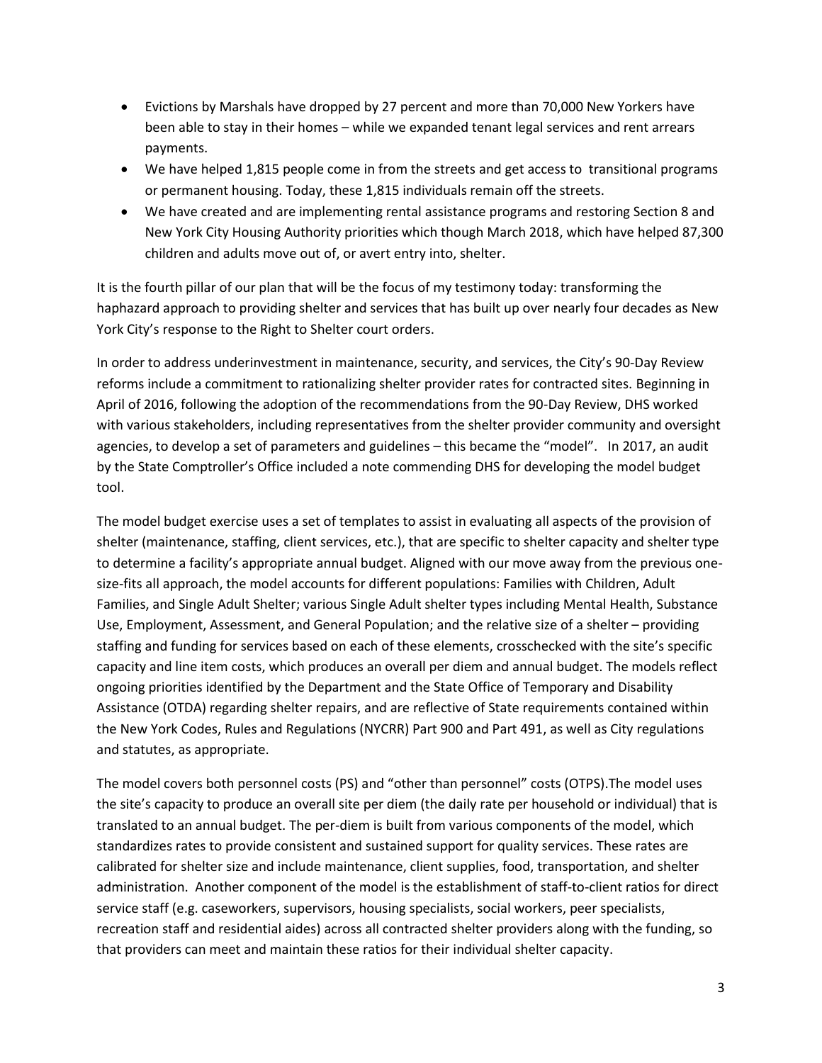- Evictions by Marshals have dropped by 27 percent and more than 70,000 New Yorkers have been able to stay in their homes – while we expanded tenant legal services and rent arrears payments.
- We have helped 1,815 people come in from the streets and get access to transitional programs or permanent housing. Today, these 1,815 individuals remain off the streets.
- We have created and are implementing rental assistance programs and restoring Section 8 and New York City Housing Authority priorities which though March 2018, which have helped 87,300 children and adults move out of, or avert entry into, shelter.

It is the fourth pillar of our plan that will be the focus of my testimony today: transforming the haphazard approach to providing shelter and services that has built up over nearly four decades as New York City's response to the Right to Shelter court orders.

In order to address underinvestment in maintenance, security, and services, the City's 90-Day Review reforms include a commitment to rationalizing shelter provider rates for contracted sites. Beginning in April of 2016, following the adoption of the recommendations from the 90-Day Review, DHS worked with various stakeholders, including representatives from the shelter provider community and oversight agencies, to develop a set of parameters and guidelines – this became the "model". In 2017, an audit by the State Comptroller's Office included a note commending DHS for developing the model budget tool.

The model budget exercise uses a set of templates to assist in evaluating all aspects of the provision of shelter (maintenance, staffing, client services, etc.), that are specific to shelter capacity and shelter type to determine a facility's appropriate annual budget. Aligned with our move away from the previous one-size-fits all approach, the model accounts for different populations: Families with Children, Adult Families, and Single Adult Shelter; various Single Adult shelter types including Mental Health, Substance Use, Employment, Assessment, and General Population; and the relative size of a shelter – providing staffing and funding for services based on each of these elements, crosschecked with the site's specific capacity and line item costs, which produces an overall per diem and annual budget. The models reflect ongoing priorities identified by the Department and the State Office of Temporary and Disability Assistance (OTDA) regarding shelter repairs, and are reflective of State requirements contained within the New York Codes, Rules and Regulations (NYCRR) Part 900 and Part 491, as well as City regulations and statutes, as appropriate.

The model covers both personnel costs (PS) and "other than personnel" costs (OTPS).The model uses the site's capacity to produce an overall site per diem (the daily rate per household or individual) that is translated to an annual budget. The per-diem is built from various components of the model, which standardizes rates to provide consistent and sustained support for quality services. These rates are calibrated for shelter size and include maintenance, client supplies, food, transportation, and shelter administration. Another component of the model is the establishment of staff-to-client ratios for direct service staff (e.g. caseworkers, supervisors, housing specialists, social workers, peer specialists, recreation staff and residential aides) across all contracted shelter providers along with the funding, so that providers can meet and maintain these ratios for their individual shelter capacity.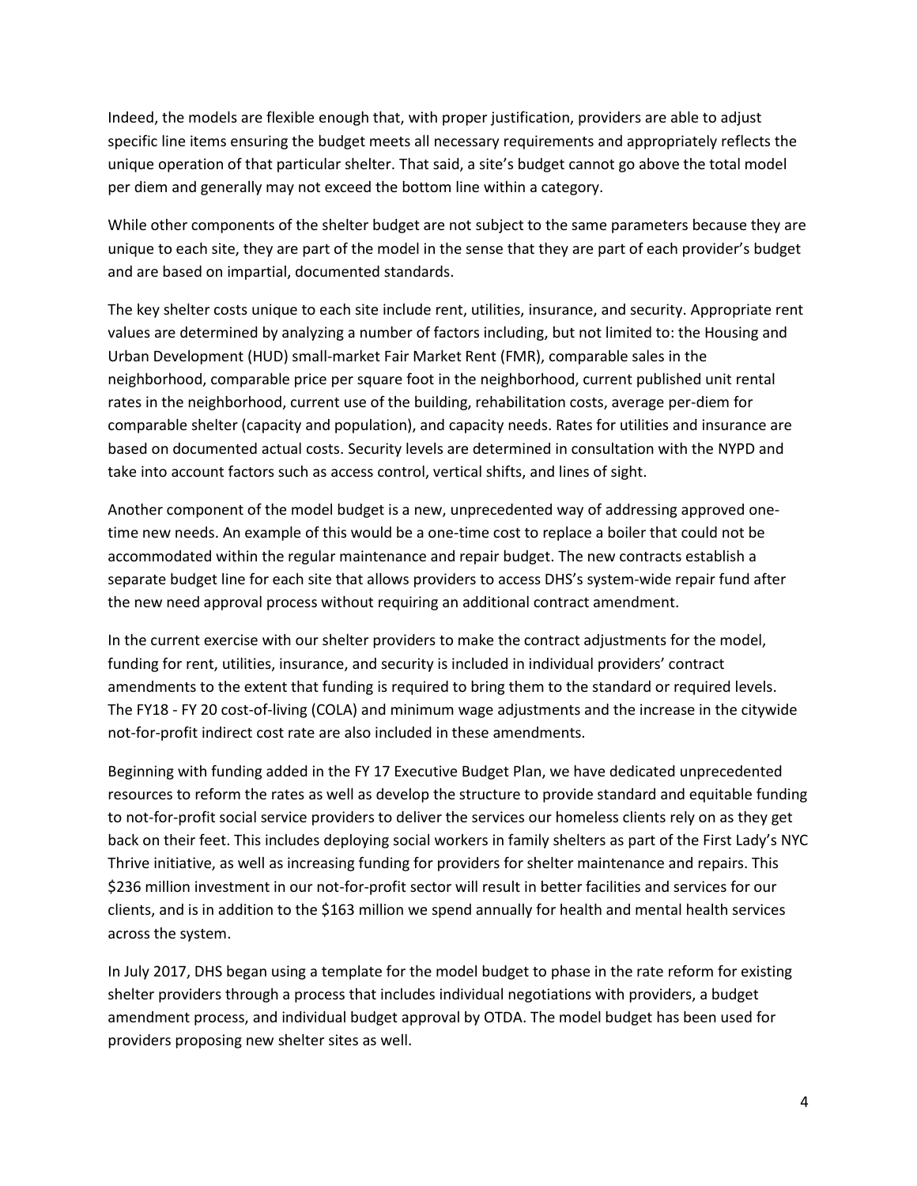Indeed, the models are flexible enough that, with proper justification, providers are able to adjust specific line items ensuring the budget meets all necessary requirements and appropriately reflects the unique operation of that particular shelter. That said, a site's budget cannot go above the total model per diem and generally may not exceed the bottom line within a category.

While other components of the shelter budget are not subject to the same parameters because they are unique to each site, they are part of the model in the sense that they are part of each provider's budget and are based on impartial, documented standards.

The key shelter costs unique to each site include rent, utilities, insurance, and security. Appropriate rent values are determined by analyzing a number of factors including, but not limited to: the Housing and Urban Development (HUD) small-market Fair Market Rent (FMR), comparable sales in the neighborhood, comparable price per square foot in the neighborhood, current published unit rental rates in the neighborhood, current use of the building, rehabilitation costs, average per-diem for comparable shelter (capacity and population), and capacity needs. Rates for utilities and insurance are based on documented actual costs. Security levels are determined in consultation with the NYPD and take into account factors such as access control, vertical shifts, and lines of sight.

Another component of the model budget is a new, unprecedented way of addressing approved one-time new needs. An example of this would be a one-time cost to replace a boiler that could not be accommodated within the regular maintenance and repair budget. The new contracts establish a separate budget line for each site that allows providers to access DHS's system-wide repair fund after the new need approval process without requiring an additional contract amendment.

In the current exercise with our shelter providers to make the contract adjustments for the model, funding for rent, utilities, insurance, and security is included in individual providers' contract amendments to the extent that funding is required to bring them to the standard or required levels. The FY18 - FY 20 cost-of-living (COLA) and minimum wage adjustments and the increase in the citywide not-for-profit indirect cost rate are also included in these amendments.

Beginning with funding added in the FY 17 Executive Budget Plan, we have dedicated unprecedented resources to reform the rates as well as develop the structure to provide standard and equitable funding to not-for-profit social service providers to deliver the services our homeless clients rely on as they get back on their feet. This includes deploying social workers in family shelters as part of the First Lady's NYC Thrive initiative, as well as increasing funding for providers for shelter maintenance and repairs. This $236 million investment in our not-for-profit sector will result in better facilities and services for our clients, and is in addition to the $163 million we spend annually for health and mental health services across the system.

In July 2017, DHS began using a template for the model budget to phase in the rate reform for existing shelter providers through a process that includes individual negotiations with providers, a budget amendment process, and individual budget approval by OTDA. The model budget has been used for providers proposing new shelter sites as well.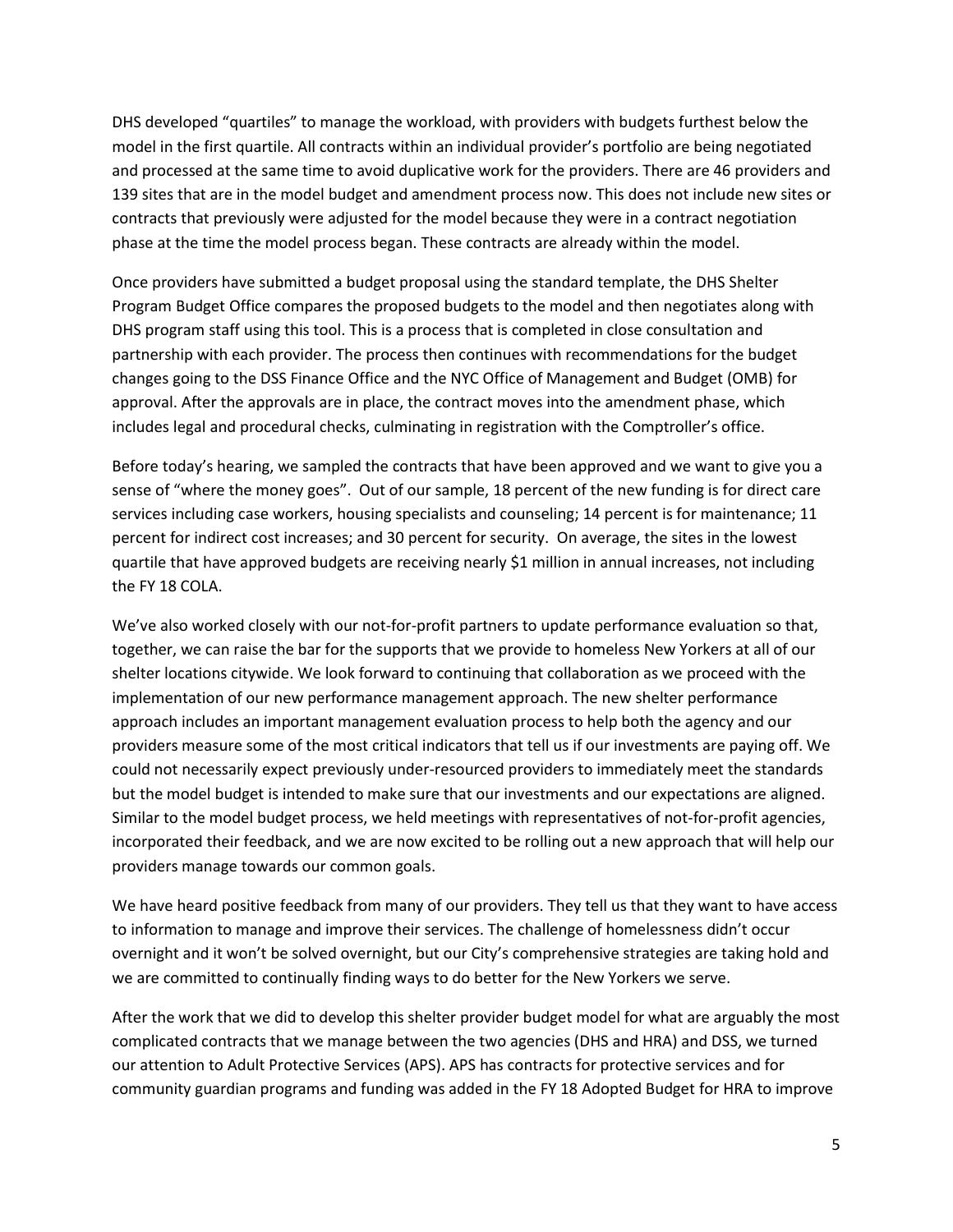DHS developed "quartiles" to manage the workload, with providers with budgets furthest below the model in the first quartile. All contracts within an individual provider's portfolio are being negotiated and processed at the same time to avoid duplicative work for the providers. There are 46 providers and 139 sites that are in the model budget and amendment process now. This does not include new sites or contracts that previously were adjusted for the model because they were in a contract negotiation phase at the time the model process began. These contracts are already within the model.

Once providers have submitted a budget proposal using the standard template, the DHS Shelter Program Budget Office compares the proposed budgets to the model and then negotiates along with DHS program staff using this tool. This is a process that is completed in close consultation and partnership with each provider. The process then continues with recommendations for the budget changes going to the DSS Finance Office and the NYC Office of Management and Budget (OMB) for approval. After the approvals are in place, the contract moves into the amendment phase, which includes legal and procedural checks, culminating in registration with the Comptroller's office.

Before today's hearing, we sampled the contracts that have been approved and we want to give you a sense of "where the money goes". Out of our sample, 18 percent of the new funding is for direct care services including case workers, housing specialists and counseling; 14 percent is for maintenance; 11 percent for indirect cost increases; and 30 percent for security. On average, the sites in the lowest quartile that have approved budgets are receiving nearly $1 million in annual increases, not including the FY 18 COLA.

We've also worked closely with our not-for-profit partners to update performance evaluation so that, together, we can raise the bar for the supports that we provide to homeless New Yorkers at all of our shelter locations citywide. We look forward to continuing that collaboration as we proceed with the implementation of our new performance management approach. The new shelter performance approach includes an important management evaluation process to help both the agency and our providers measure some of the most critical indicators that tell us if our investments are paying off. We could not necessarily expect previously under-resourced providers to immediately meet the standards but the model budget is intended to make sure that our investments and our expectations are aligned. Similar to the model budget process, we held meetings with representatives of not-for-profit agencies, incorporated their feedback, and we are now excited to be rolling out a new approach that will help our providers manage towards our common goals.

We have heard positive feedback from many of our providers. They tell us that they want to have access to information to manage and improve their services. The challenge of homelessness didn't occur overnight and it won't be solved overnight, but our City's comprehensive strategies are taking hold and we are committed to continually finding ways to do better for the New Yorkers we serve.

After the work that we did to develop this shelter provider budget model for what are arguably the most complicated contracts that we manage between the two agencies (DHS and HRA) and DSS, we turned our attention to Adult Protective Services (APS). APS has contracts for protective services and for community guardian programs and funding was added in the FY 18 Adopted Budget for HRA to improve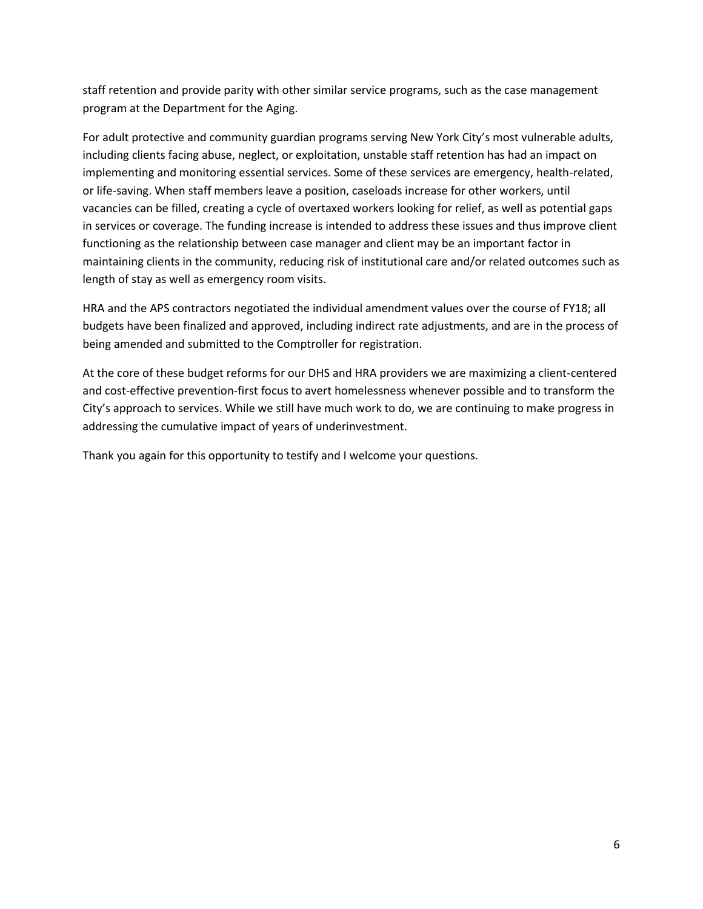staff retention and provide parity with other similar service programs, such as the case management program at the Department for the Aging.

For adult protective and community guardian programs serving New York City's most vulnerable adults, including clients facing abuse, neglect, or exploitation, unstable staff retention has had an impact on implementing and monitoring essential services. Some of these services are emergency, health-related, or life-saving. When staff members leave a position, caseloads increase for other workers, until vacancies can be filled, creating a cycle of overtaxed workers looking for relief, as well as potential gaps in services or coverage. The funding increase is intended to address these issues and thus improve client functioning as the relationship between case manager and client may be an important factor in maintaining clients in the community, reducing risk of institutional care and/or related outcomes such as length of stay as well as emergency room visits.

HRA and the APS contractors negotiated the individual amendment values over the course of FY18; all budgets have been finalized and approved, including indirect rate adjustments, and are in the process of being amended and submitted to the Comptroller for registration.

At the core of these budget reforms for our DHS and HRA providers we are maximizing a client-centered and cost-effective prevention-first focus to avert homelessness whenever possible and to transform the City's approach to services. While we still have much work to do, we are continuing to make progress in addressing the cumulative impact of years of underinvestment.

Thank you again for this opportunity to testify and I welcome your questions.